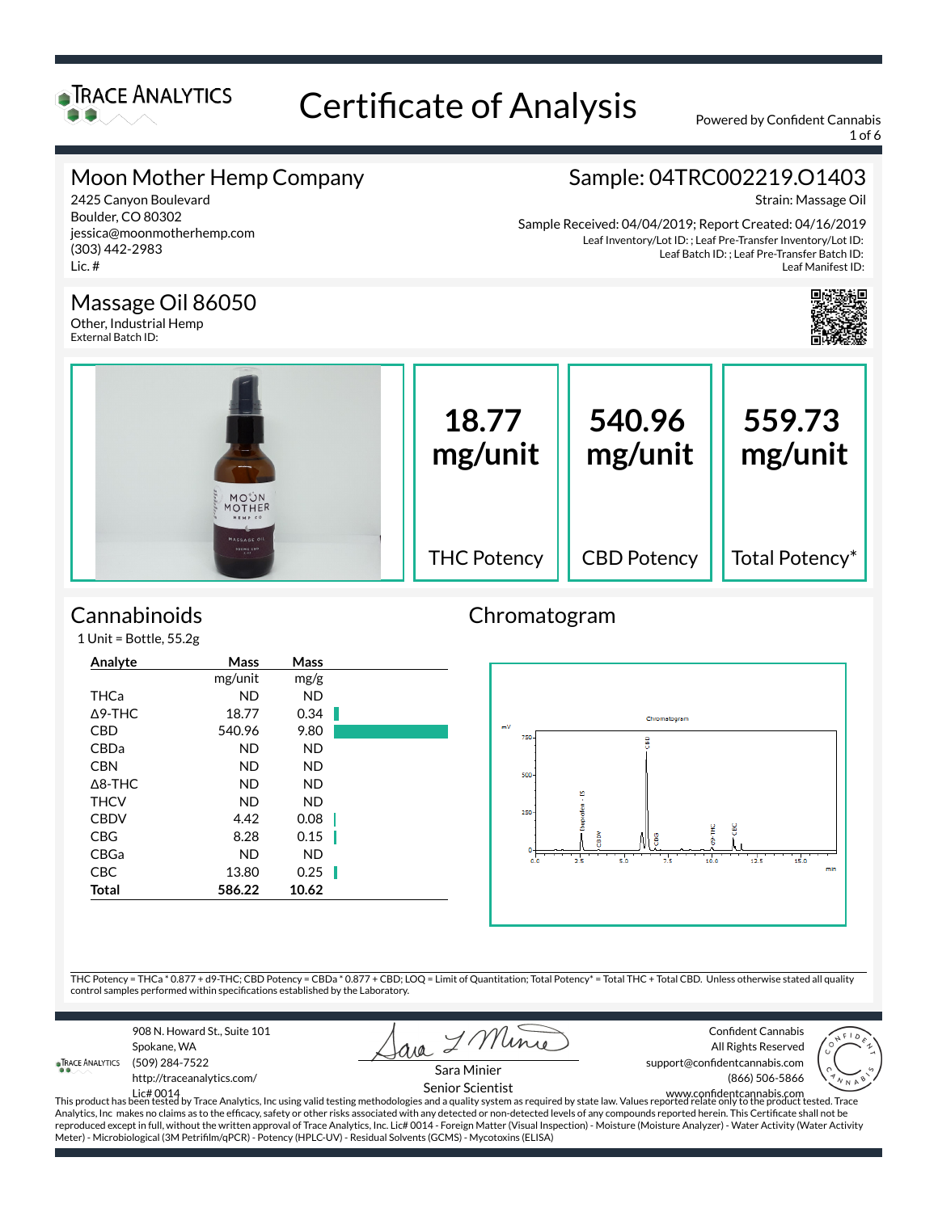# Certificate of Analysis

Powered by Confident Cannabis

## Moon Mother Hemp Company

2425 Canyon Boulevard
Boulder, CO 80302
jessica@moonmotherhemp.com
(303) 442-2983
Lic. #

## Sample: 04TRC002219.O1403

Strain: Massage Oil

Sample Received: 04/04/2019; Report Created: 04/16/2019
Leaf Inventory/Lot ID: ; Leaf Pre-Transfer Inventory/Lot ID:
Leaf Batch ID: ; Leaf Pre-Transfer Batch ID:
Leaf Manifest ID:

## Massage Oil 86050

Other, Industrial Hemp
External Batch ID:

| 18.77 mg/unit | 540.96 mg/unit | 559.73 mg/unit |
|---|---|---|
| THC Potency | CBD Potency | Total Potency* |

## Cannabinoids

1 Unit = Bottle, 55.2g

| Analyte | Mass | Mass |
|---|---|---|
| | mg/unit | mg/g |
| THCa | ND | ND |
| Δ9-THC | 18.77 | 0.34 |
| CBD | 540.96 | 9.80 |
| CBDa | ND | ND |
| CBN | ND | ND |
| Δ8-THC | ND | ND |
| THCV | ND | ND |
| CBDV | 4.42 | 0.08 |
| CBG | 8.28 | 0.15 |
| CBGa | ND | ND |
| CBC | 13.80 | 0.25 |
| **Total** | **586.22** | **10.62** |

## Chromatogram

THC Potency = THCa * 0.877 + d9-THC; CBD Potency = CBDa * 0.877 + CBD; LOQ = Limit of Quantitation; Total Potency* = Total THC + Total CBD. Unless otherwise stated all quality control samples performed within specifications established by the Laboratory.

908 N. Howard St., Suite 101
Spokane, WA
(509) 284-7522
http://traceanalytics.com/
Lic# 0014

Sara Minier
Senior Scientist

Confident Cannabis
All Rights Reserved
support@confidentcannabis.com
(866) 506-5866
www.confidentcannabis.com

This product has been tested by Trace Analytics, Inc using valid testing methodologies and a quality system as required by state law. Values reported relate only to the product tested. Trace Analytics, Inc makes no claims as to the efficacy, safety or other risks associated with any detected or non-detected levels of any compounds reported herein. This Certificate shall not be reproduced except in full, without the written approval of Trace Analytics, Inc. Lic# 0014 - Foreign Matter (Visual Inspection) - Moisture (Moisture Analyzer) - Water Activity (Water Activity Meter) - Microbiological (3M Petrifilm/qPCR) - Potency (HPLC-UV) - Residual Solvents (GCMS) - Mycotoxins (ELISA)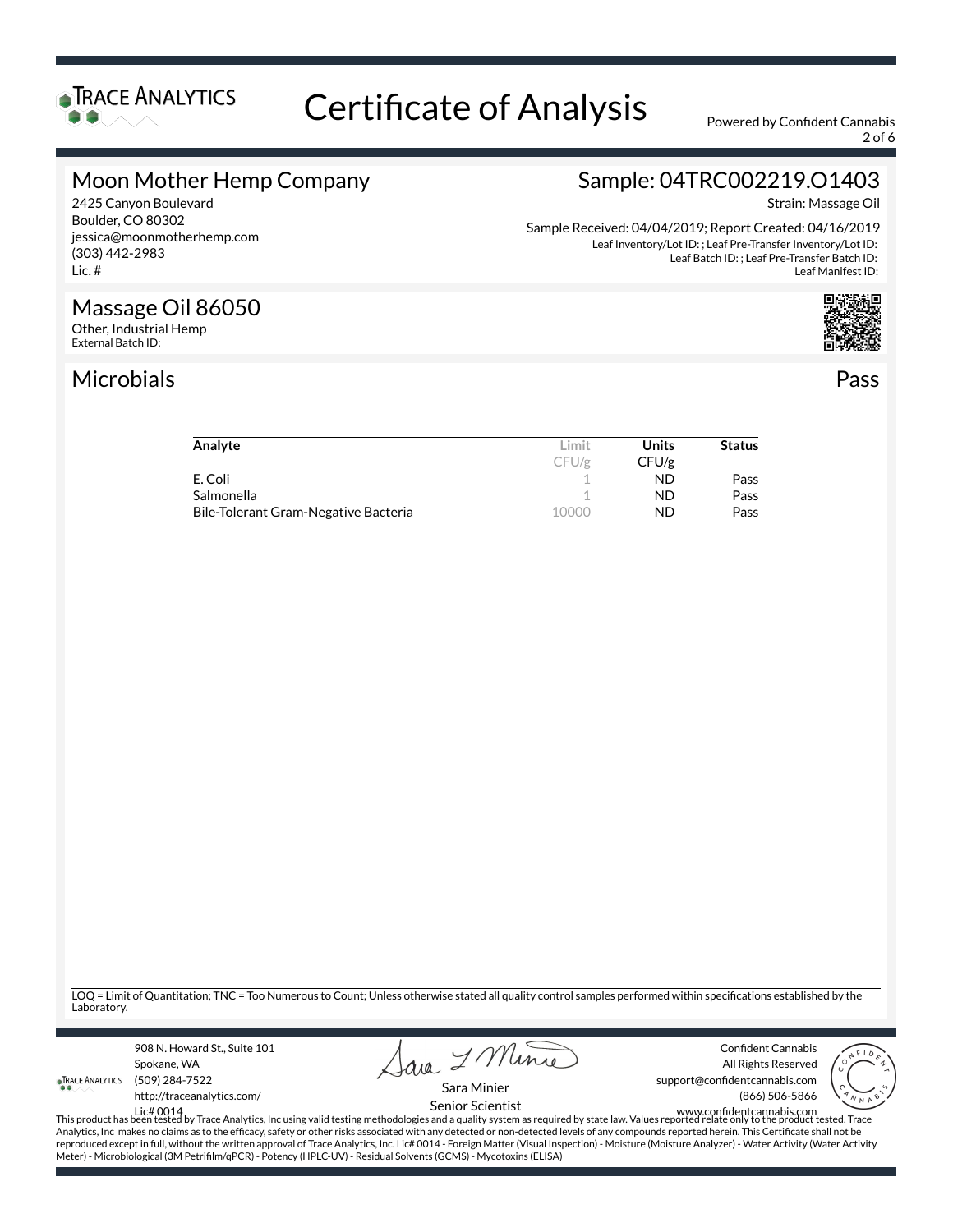# Certificate of Analysis

Powered by Confident Cannabis

## Moon Mother Hemp Company

2425 Canyon Boulevard
Boulder, CO 80302
jessica@moonmotherhemp.com
(303) 442-2983
Lic. #

## Sample: 04TRC002219.O1403

Strain: Massage Oil

Sample Received: 04/04/2019; Report Created: 04/16/2019
Leaf Inventory/Lot ID: ; Leaf Pre-Transfer Inventory/Lot ID:
Leaf Batch ID: ; Leaf Pre-Transfer Batch ID:
Leaf Manifest ID:

## Massage Oil 86050

Other, Industrial Hemp
External Batch ID:

## Microbials — Pass

| Analyte | Limit | Units | Status |
|---|---|---|---|
| | CFU/g | CFU/g | |
| E. Coli | 1 | ND | Pass |
| Salmonella | 1 | ND | Pass |
| Bile-Tolerant Gram-Negative Bacteria | 10000 | ND | Pass |

LOQ = Limit of Quantitation; TNC = Too Numerous to Count; Unless otherwise stated all quality control samples performed within specifications established by the Laboratory.

908 N. Howard St., Suite 101
Spokane, WA
(509) 284-7522
http://traceanalytics.com/
Lic# 0014

Sara Minier
Senior Scientist

Confident Cannabis
All Rights Reserved
support@confidentcannabis.com
(866) 506-5866
www.confidentcannabis.com

This product has been tested by Trace Analytics, Inc using valid testing methodologies and a quality system as required by state law. Values reported relate only to the product tested. Trace Analytics, Inc makes no claims as to the efficacy, safety or other risks associated with any detected or non-detected levels of any compounds reported herein. This Certificate shall not be reproduced except in full, without the written approval of Trace Analytics, Inc. Lic# 0014 - Foreign Matter (Visual Inspection) - Moisture (Moisture Analyzer) - Water Activity (Water Activity Meter) - Microbiological (3M Petrifilm/qPCR) - Potency (HPLC-UV) - Residual Solvents (GCMS) - Mycotoxins (ELISA)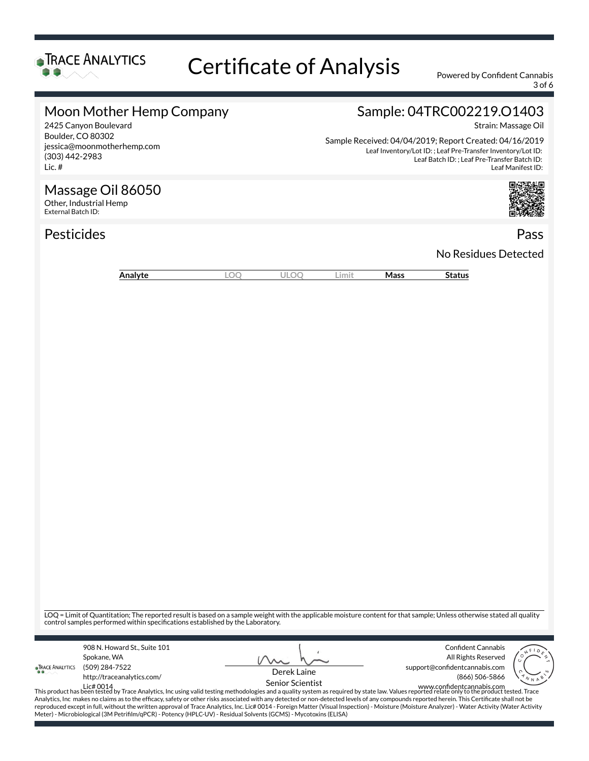# Certificate of Analysis

## Moon Mother Hemp Company

2425 Canyon Boulevard
Boulder, CO 80302
jessica@moonmotherhemp.com
(303) 442-2983
Lic. #

## Sample: 04TRC002219.O1403

Strain: Massage Oil

Sample Received: 04/04/2019; Report Created: 04/16/2019

Leaf Inventory/Lot ID: ; Leaf Pre-Transfer Inventory/Lot ID:
Leaf Batch ID: ; Leaf Pre-Transfer Batch ID:
Leaf Manifest ID:

## Massage Oil 86050

Other, Industrial Hemp
External Batch ID:

## Pesticides

**Pass**

No Residues Detected

| Analyte | LOQ | ULOQ | Limit | Mass | Status |
|---|---|---|---|---|---|

LOQ = Limit of Quantitation; The reported result is based on a sample weight with the applicable moisture content for that sample; Unless otherwise stated all quality control samples performed within specifications established by the Laboratory.

908 N. Howard St., Suite 101
Spokane, WA
(509) 284-7522
http://traceanalytics.com/
Lic# 0014

Derek Laine
Senior Scientist

Confident Cannabis
All Rights Reserved
support@confidentcannabis.com
(866) 506-5866
www.confidentcannabis.com

This product has been tested by Trace Analytics, Inc using valid testing methodologies and a quality system as required by state law. Values reported relate only to the product tested. Trace Analytics, Inc makes no claims as to the efficacy, safety or other risks associated with any detected or non-detected levels of any compounds reported herein. This Certificate shall not be reproduced except in full, without the written approval of Trace Analytics, Inc. Lic# 0014 - Foreign Matter (Visual Inspection) - Moisture (Moisture Analyzer) - Water Activity (Water Activity Meter) - Microbiological (3M Petrifilm/qPCR) - Potency (HPLC-UV) - Residual Solvents (GCMS) - Mycotoxins (ELISA)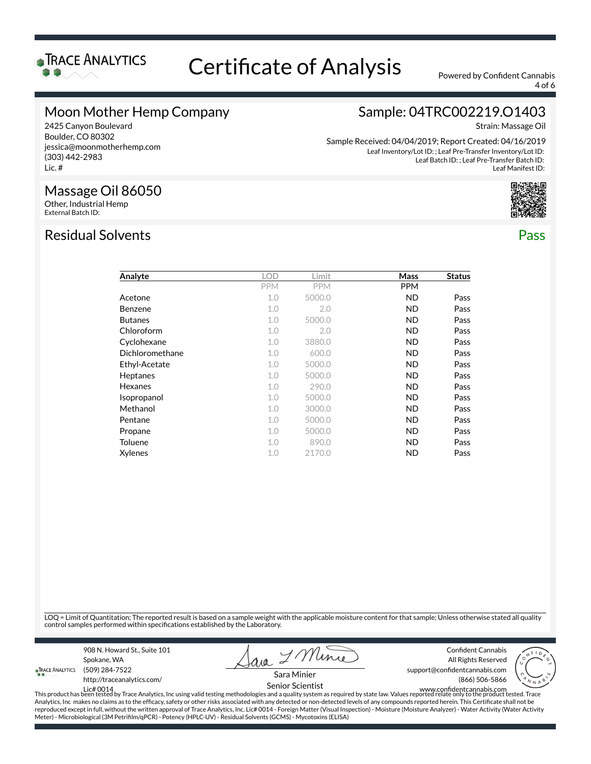# Certificate of Analysis

Powered by Confident Cannabis

## Moon Mother Hemp Company

2425 Canyon Boulevard
Boulder, CO 80302
jessica@moonmotherhemp.com
(303) 442-2983
Lic. #

## Sample: 04TRC002219.O1403

Strain: Massage Oil

Sample Received: 04/04/2019; Report Created: 04/16/2019
Leaf Inventory/Lot ID: ; Leaf Pre-Transfer Inventory/Lot ID:
Leaf Batch ID: ; Leaf Pre-Transfer Batch ID:
Leaf Manifest ID:

## Massage Oil 86050

Other, Industrial Hemp
External Batch ID:

## Residual Solvents

**Pass**

| Analyte | LOD | Limit | Mass | Status |
|---|---|---|---|---|
| | PPM | PPM | PPM | |
| Acetone | 1.0 | 5000.0 | ND | Pass |
| Benzene | 1.0 | 2.0 | ND | Pass |
| Butanes | 1.0 | 5000.0 | ND | Pass |
| Chloroform | 1.0 | 2.0 | ND | Pass |
| Cyclohexane | 1.0 | 3880.0 | ND | Pass |
| Dichloromethane | 1.0 | 600.0 | ND | Pass |
| Ethyl-Acetate | 1.0 | 5000.0 | ND | Pass |
| Heptanes | 1.0 | 5000.0 | ND | Pass |
| Hexanes | 1.0 | 290.0 | ND | Pass |
| Isopropanol | 1.0 | 5000.0 | ND | Pass |
| Methanol | 1.0 | 3000.0 | ND | Pass |
| Pentane | 1.0 | 5000.0 | ND | Pass |
| Propane | 1.0 | 5000.0 | ND | Pass |
| Toluene | 1.0 | 890.0 | ND | Pass |
| Xylenes | 1.0 | 2170.0 | ND | Pass |

LOQ = Limit of Quantitation; The reported result is based on a sample weight with the applicable moisture content for that sample; Unless otherwise stated all quality control samples performed within specifications established by the Laboratory.

Trace Analytics
908 N. Howard St., Suite 101
Spokane, WA
(509) 284-7522
http://traceanalytics.com/
Lic# 0014

Sara Minier
Senior Scientist

Confident Cannabis
All Rights Reserved
support@confidentcannabis.com
(866) 506-5866
www.confidentcannabis.com

This product has been tested by Trace Analytics, Inc using valid testing methodologies and a quality system as required by state law. Values reported relate only to the product tested. Trace Analytics, Inc makes no claims as to the efficacy, safety or other risks associated with any detected or non-detected levels of any compounds reported herein. This Certificate shall not be reproduced except in full, without the written approval of Trace Analytics, Inc. Lic# 0014 - Foreign Matter (Visual Inspection) - Moisture (Moisture Analyzer) - Water Activity (Water Activity Meter) - Microbiological (3M Petrifilm/qPCR) - Potency (HPLC-UV) - Residual Solvents (GCMS) - Mycotoxins (ELISA)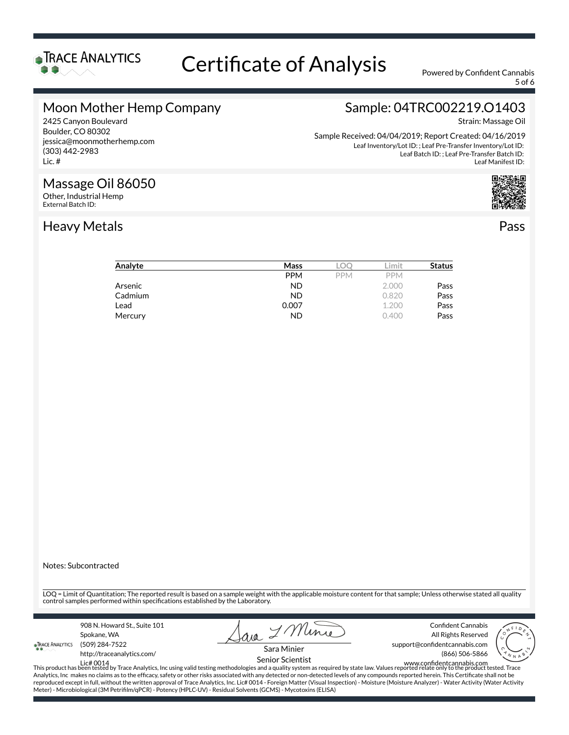# Certificate of Analysis

Powered by Confident Cannabis

## Moon Mother Hemp Company

2425 Canyon Boulevard
Boulder, CO 80302
jessica@moonmotherhemp.com
(303) 442-2983
Lic. #

## Sample: 04TRC002219.O1403

Strain: Massage Oil

Sample Received: 04/04/2019; Report Created: 04/16/2019
Leaf Inventory/Lot ID: ; Leaf Pre-Transfer Inventory/Lot ID:
Leaf Batch ID: ; Leaf Pre-Transfer Batch ID:
Leaf Manifest ID:

## Massage Oil 86050

Other, Industrial Hemp
External Batch ID:

## Heavy Metals

Pass

| Analyte | Mass | LOQ | Limit | Status |
|---|---|---|---|---|
| | PPM | PPM | PPM | |
| Arsenic | ND | | 2.000 | Pass |
| Cadmium | ND | | 0.820 | Pass |
| Lead | 0.007 | | 1.200 | Pass |
| Mercury | ND | | 0.400 | Pass |

Notes: Subcontracted

LOQ = Limit of Quantitation; The reported result is based on a sample weight with the applicable moisture content for that sample; Unless otherwise stated all quality control samples performed within specifications established by the Laboratory.

908 N. Howard St., Suite 101
Spokane, WA
(509) 284-7522
http://traceanalytics.com/
Lic# 0014

Sara Minier
Senior Scientist

Confident Cannabis
All Rights Reserved
support@confidentcannabis.com
(866) 506-5866
www.confidentcannabis.com

This product has been tested by Trace Analytics, Inc using valid testing methodologies and a quality system as required by state law. Values reported relate only to the product tested. Trace Analytics, Inc makes no claims as to the efficacy, safety or other risks associated with any detected or non-detected levels of any compounds reported herein. This Certificate shall not be reproduced except in full, without the written approval of Trace Analytics, Inc. Lic# 0014 - Foreign Matter (Visual Inspection) - Moisture (Moisture Analyzer) - Water Activity (Water Activity Meter) - Microbiological (3M Petrifilm/qPCR) - Potency (HPLC-UV) - Residual Solvents (GCMS) - Mycotoxins (ELISA)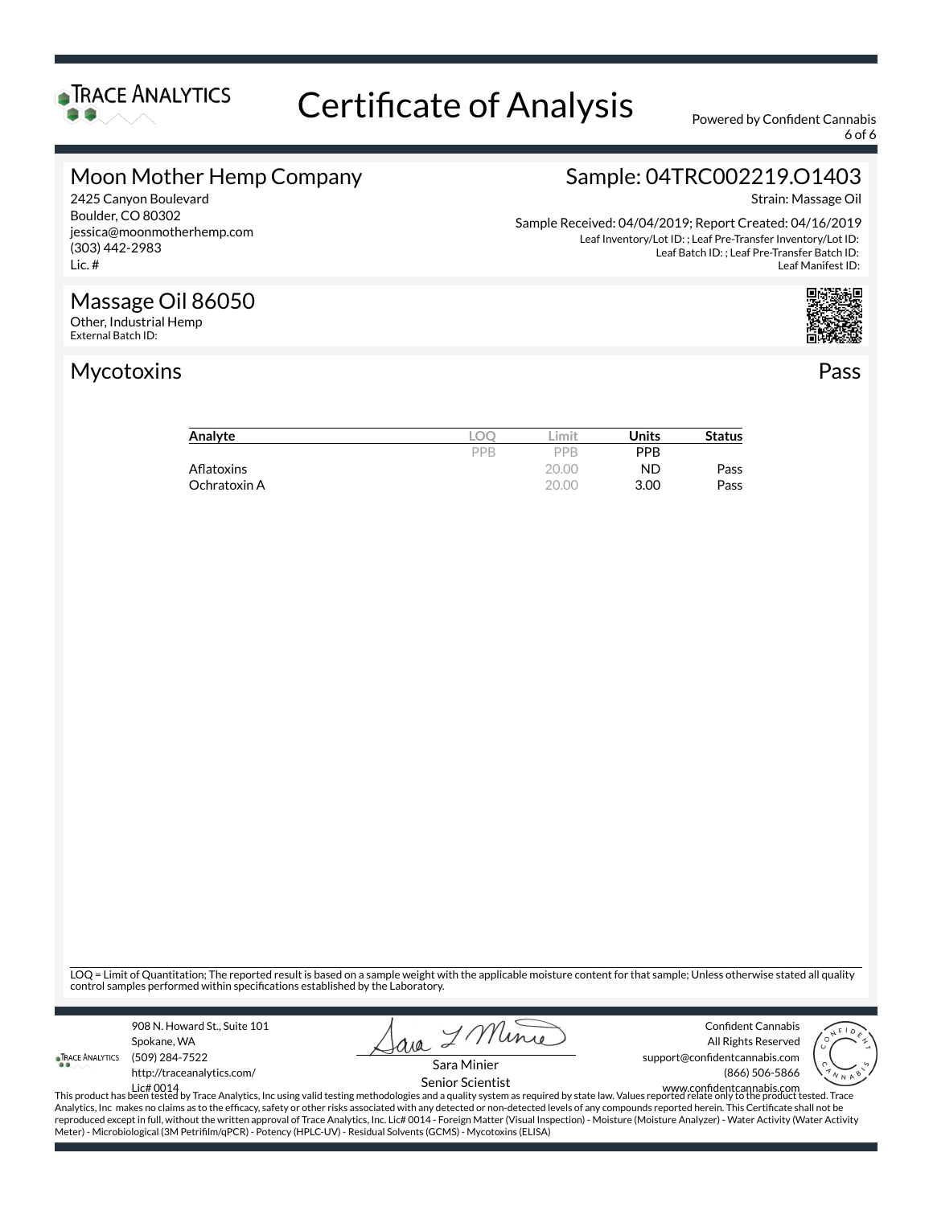# Certificate of Analysis

Powered by Confident Cannabis

## Moon Mother Hemp Company

2425 Canyon Boulevard
Boulder, CO 80302
jessica@moonmotherhemp.com
(303) 442-2983
Lic. #

## Sample: 04TRC002219.O1403

Strain: Massage Oil

Sample Received: 04/04/2019; Report Created: 04/16/2019
Leaf Inventory/Lot ID: ; Leaf Pre-Transfer Inventory/Lot ID:
Leaf Batch ID: ; Leaf Pre-Transfer Batch ID:
Leaf Manifest ID:

## Massage Oil 86050

Other, Industrial Hemp
External Batch ID:

## Mycotoxins

Pass

| Analyte | LOQ | Limit | Units | Status |
|---|---|---|---|---|
| | PPB | PPB | PPB | |
| Aflatoxins | | 20.00 | ND | Pass |
| Ochratoxin A | | 20.00 | 3.00 | Pass |

LOQ = Limit of Quantitation; The reported result is based on a sample weight with the applicable moisture content for that sample; Unless otherwise stated all quality control samples performed within specifications established by the Laboratory.

Trace Analytics
908 N. Howard St., Suite 101
Spokane, WA
(509) 284-7522
http://traceanalytics.com/
Lic# 0014

Sara Minier
Senior Scientist

Confident Cannabis
All Rights Reserved
support@confidentcannabis.com
(866) 506-5866
www.confidentcannabis.com

This product has been tested by Trace Analytics, Inc using valid testing methodologies and a quality system as required by state law. Values reported relate only to the product tested. Trace Analytics, Inc makes no claims as to the efficacy, safety or other risks associated with any detected or non-detected levels of any compounds reported herein. This Certificate shall not be reproduced except in full, without the written approval of Trace Analytics, Inc. Lic# 0014 - Foreign Matter (Visual Inspection) - Moisture (Moisture Analyzer) - Water Activity (Water Activity Meter) - Microbiological (3M Petrifilm/qPCR) - Potency (HPLC-UV) - Residual Solvents (GCMS) - Mycotoxins (ELISA)